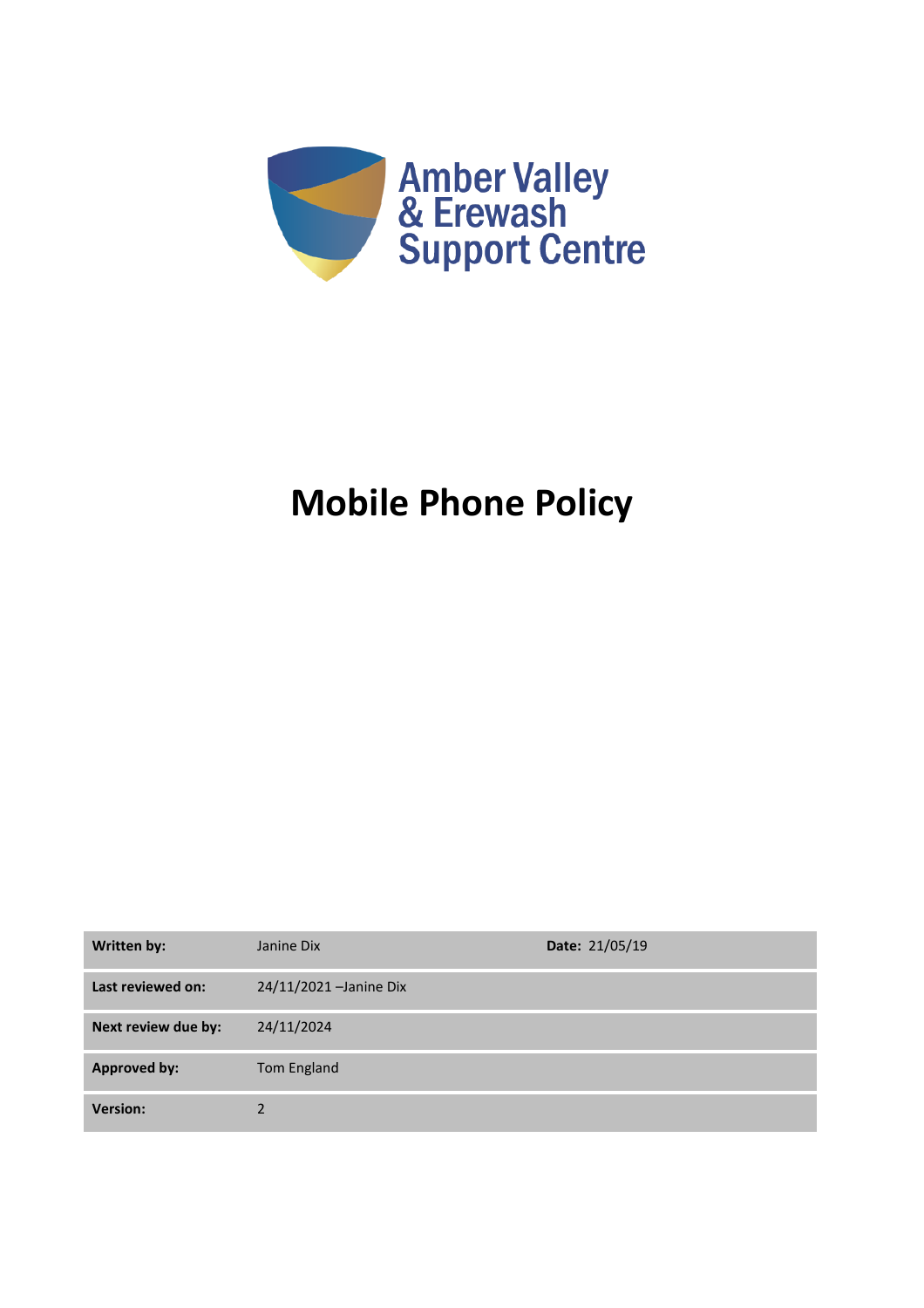Amber Valley
& Erewash
Support Centre

# Mobile Phone Policy

| Written by: | Janine Dix | Date: 21/05/19 |
| --- | --- | --- |
| Last reviewed on: | 24/11/2021 –Janine Dix | |
| Next review due by: | 24/11/2024 | |
| Approved by: | Tom England | |
| Version: | 2 | |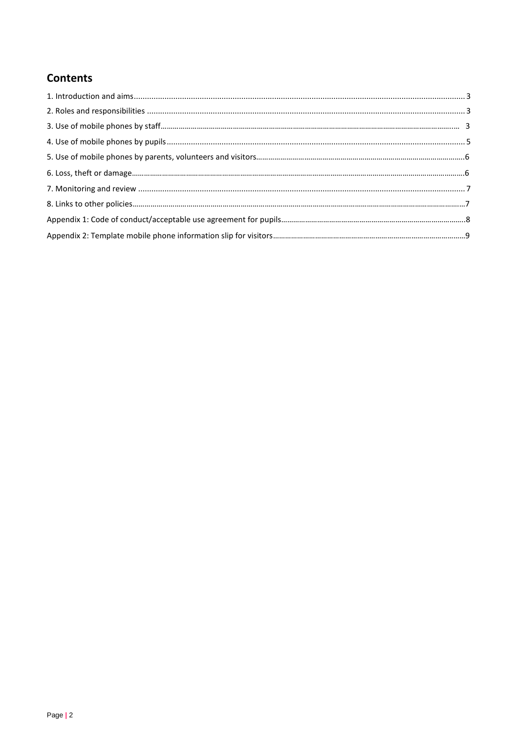## Contents

1. Introduction and aims ........ 3
2. Roles and responsibilities ........ 3
3. Use of mobile phones by staff ........ 3
4. Use of mobile phones by pupils ........ 5
5. Use of mobile phones by parents, volunteers and visitors ........ 6
6. Loss, theft or damage ........ 6
7. Monitoring and review ........ 7
8. Links to other policies ........ 7

Appendix 1: Code of conduct/acceptable use agreement for pupils ........ 8

Appendix 2: Template mobile phone information slip for visitors ........ 9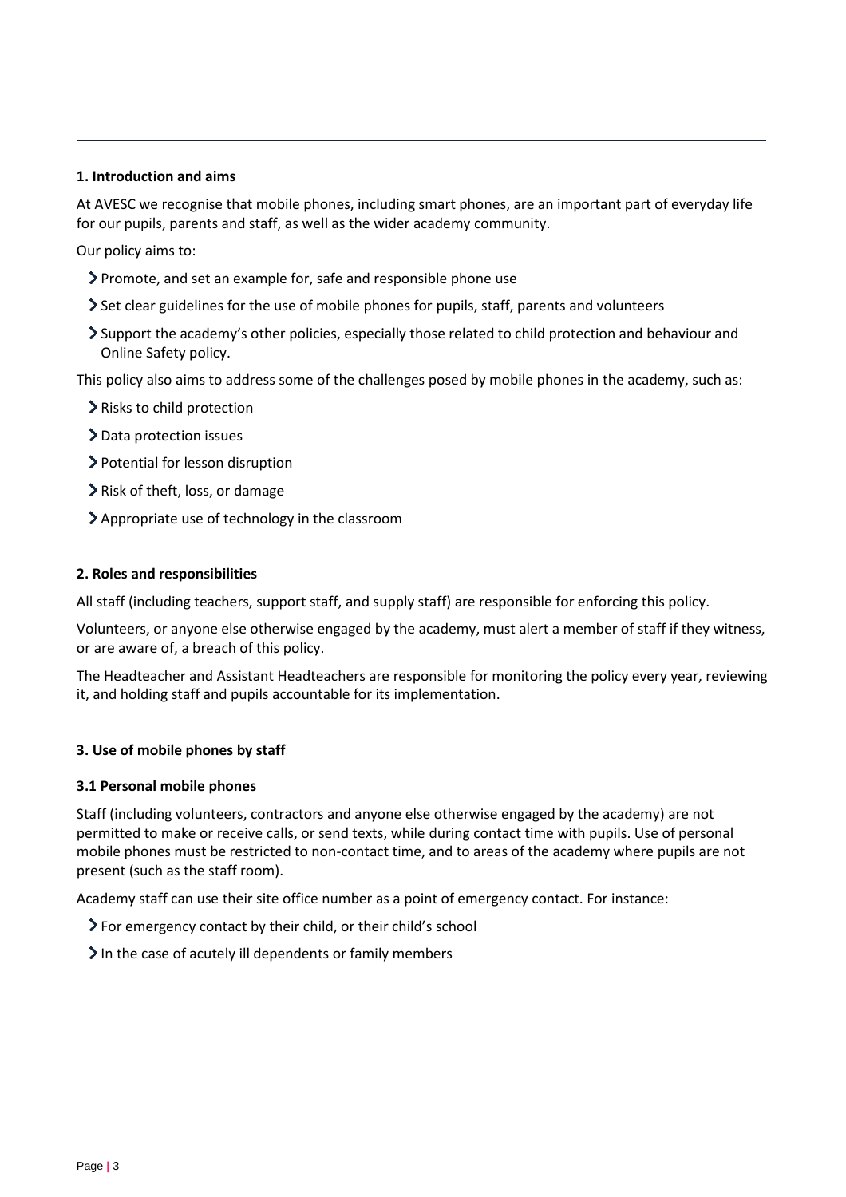## 1. Introduction and aims

At AVESC we recognise that mobile phones, including smart phones, are an important part of everyday life for our pupils, parents and staff, as well as the wider academy community.

Our policy aims to:

- Promote, and set an example for, safe and responsible phone use
- Set clear guidelines for the use of mobile phones for pupils, staff, parents and volunteers
- Support the academy's other policies, especially those related to child protection and behaviour and Online Safety policy.

This policy also aims to address some of the challenges posed by mobile phones in the academy, such as:

- Risks to child protection
- Data protection issues
- Potential for lesson disruption
- Risk of theft, loss, or damage
- Appropriate use of technology in the classroom

## 2. Roles and responsibilities

All staff (including teachers, support staff, and supply staff) are responsible for enforcing this policy.

Volunteers, or anyone else otherwise engaged by the academy, must alert a member of staff if they witness, or are aware of, a breach of this policy.

The Headteacher and Assistant Headteachers are responsible for monitoring the policy every year, reviewing it, and holding staff and pupils accountable for its implementation.

## 3. Use of mobile phones by staff

### 3.1 Personal mobile phones

Staff (including volunteers, contractors and anyone else otherwise engaged by the academy) are not permitted to make or receive calls, or send texts, while during contact time with pupils. Use of personal mobile phones must be restricted to non-contact time, and to areas of the academy where pupils are not present (such as the staff room).

Academy staff can use their site office number as a point of emergency contact. For instance:

- For emergency contact by their child, or their child's school
- In the case of acutely ill dependents or family members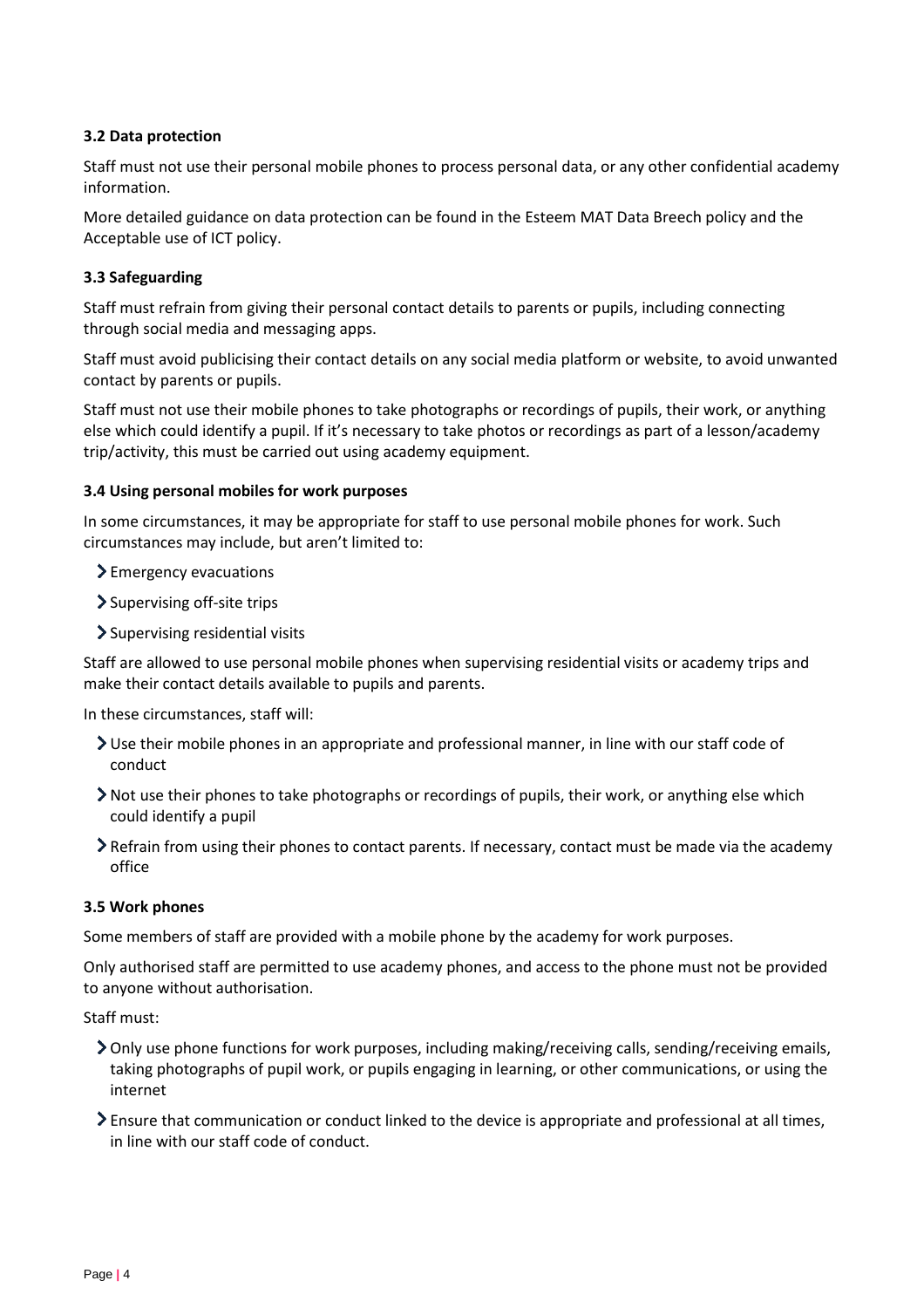### 3.2 Data protection

Staff must not use their personal mobile phones to process personal data, or any other confidential academy information.

More detailed guidance on data protection can be found in the Esteem MAT Data Breech policy and the Acceptable use of ICT policy.

### 3.3 Safeguarding

Staff must refrain from giving their personal contact details to parents or pupils, including connecting through social media and messaging apps.

Staff must avoid publicising their contact details on any social media platform or website, to avoid unwanted contact by parents or pupils.

Staff must not use their mobile phones to take photographs or recordings of pupils, their work, or anything else which could identify a pupil. If it's necessary to take photos or recordings as part of a lesson/academy trip/activity, this must be carried out using academy equipment.

### 3.4 Using personal mobiles for work purposes

In some circumstances, it may be appropriate for staff to use personal mobile phones for work. Such circumstances may include, but aren't limited to:

- Emergency evacuations
- Supervising off-site trips
- Supervising residential visits

Staff are allowed to use personal mobile phones when supervising residential visits or academy trips and make their contact details available to pupils and parents.

In these circumstances, staff will:

- Use their mobile phones in an appropriate and professional manner, in line with our staff code of conduct
- Not use their phones to take photographs or recordings of pupils, their work, or anything else which could identify a pupil
- Refrain from using their phones to contact parents. If necessary, contact must be made via the academy office

### 3.5 Work phones

Some members of staff are provided with a mobile phone by the academy for work purposes.

Only authorised staff are permitted to use academy phones, and access to the phone must not be provided to anyone without authorisation.

Staff must:

- Only use phone functions for work purposes, including making/receiving calls, sending/receiving emails, taking photographs of pupil work, or pupils engaging in learning, or other communications, or using the internet
- Ensure that communication or conduct linked to the device is appropriate and professional at all times, in line with our staff code of conduct.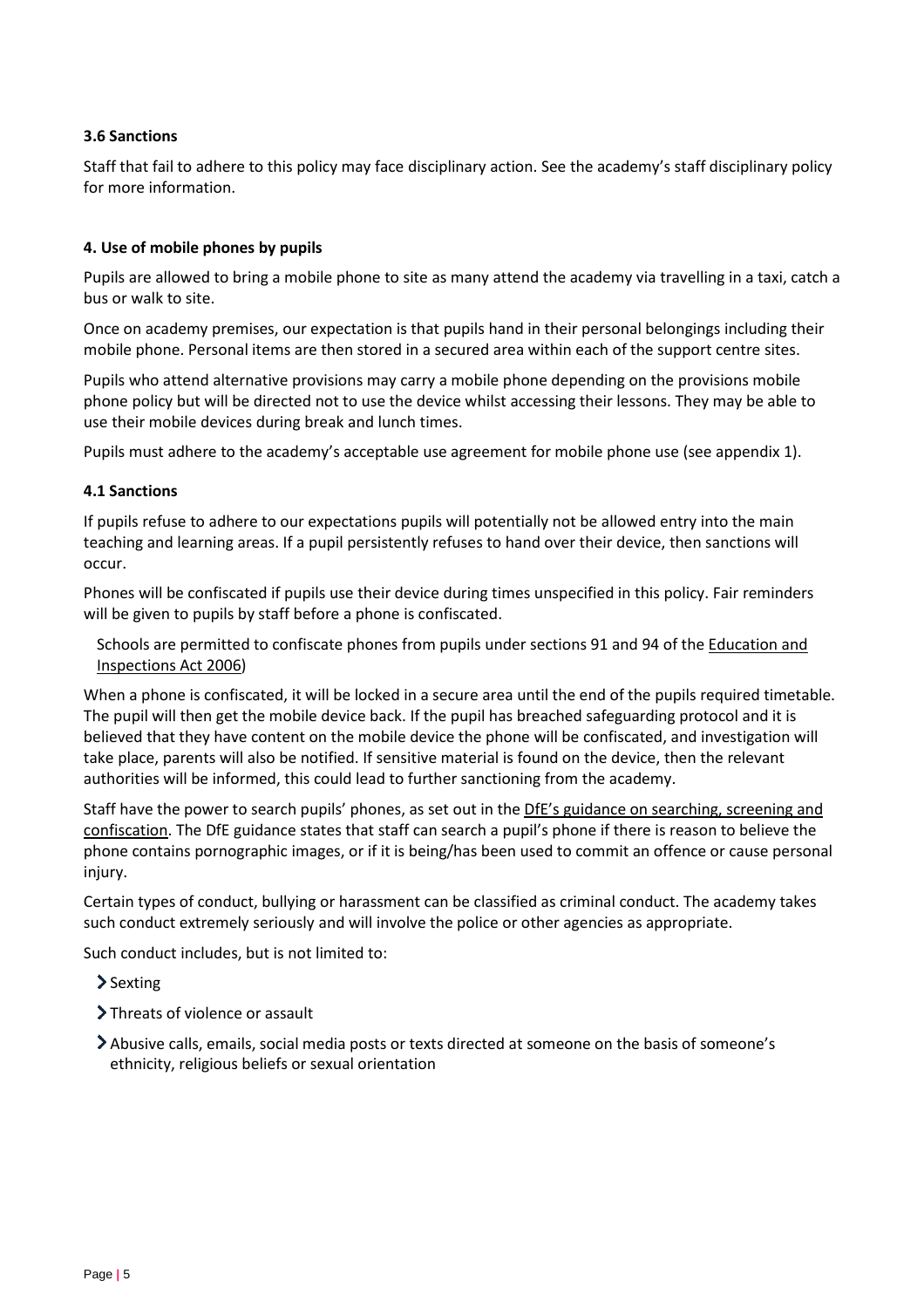### 3.6 Sanctions

Staff that fail to adhere to this policy may face disciplinary action. See the academy's staff disciplinary policy for more information.

## 4. Use of mobile phones by pupils

Pupils are allowed to bring a mobile phone to site as many attend the academy via travelling in a taxi, catch a bus or walk to site.

Once on academy premises, our expectation is that pupils hand in their personal belongings including their mobile phone. Personal items are then stored in a secured area within each of the support centre sites.

Pupils who attend alternative provisions may carry a mobile phone depending on the provisions mobile phone policy but will be directed not to use the device whilst accessing their lessons. They may be able to use their mobile devices during break and lunch times.

Pupils must adhere to the academy's acceptable use agreement for mobile phone use (see appendix 1).

### 4.1 Sanctions

If pupils refuse to adhere to our expectations pupils will potentially not be allowed entry into the main teaching and learning areas. If a pupil persistently refuses to hand over their device, then sanctions will occur.

Phones will be confiscated if pupils use their device during times unspecified in this policy. Fair reminders will be given to pupils by staff before a phone is confiscated.

Schools are permitted to confiscate phones from pupils under sections 91 and 94 of the Education and Inspections Act 2006)

When a phone is confiscated, it will be locked in a secure area until the end of the pupils required timetable. The pupil will then get the mobile device back. If the pupil has breached safeguarding protocol and it is believed that they have content on the mobile device the phone will be confiscated, and investigation will take place, parents will also be notified. If sensitive material is found on the device, then the relevant authorities will be informed, this could lead to further sanctioning from the academy.

Staff have the power to search pupils' phones, as set out in the DfE's guidance on searching, screening and confiscation. The DfE guidance states that staff can search a pupil's phone if there is reason to believe the phone contains pornographic images, or if it is being/has been used to commit an offence or cause personal injury.

Certain types of conduct, bullying or harassment can be classified as criminal conduct. The academy takes such conduct extremely seriously and will involve the police or other agencies as appropriate.

Such conduct includes, but is not limited to:

- Sexting
- Threats of violence or assault
- Abusive calls, emails, social media posts or texts directed at someone on the basis of someone's ethnicity, religious beliefs or sexual orientation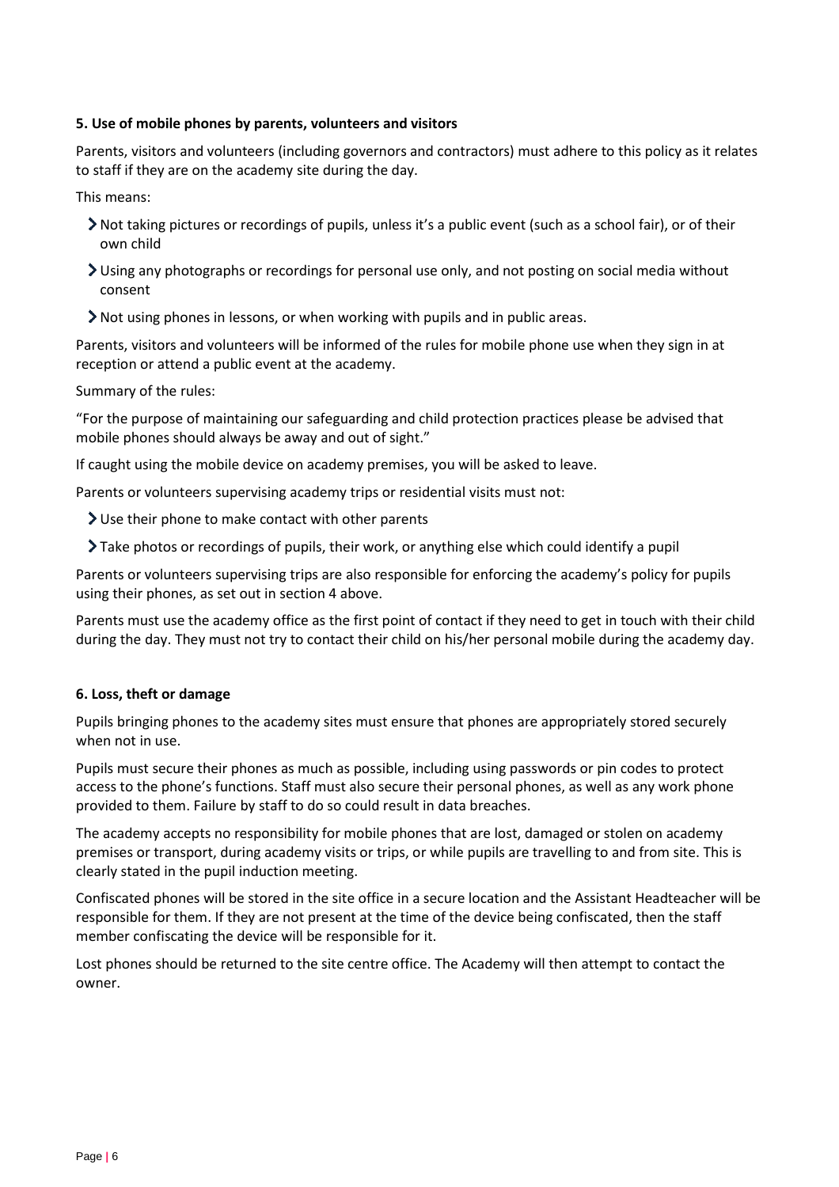## 5. Use of mobile phones by parents, volunteers and visitors

Parents, visitors and volunteers (including governors and contractors) must adhere to this policy as it relates to staff if they are on the academy site during the day.

This means:

- Not taking pictures or recordings of pupils, unless it's a public event (such as a school fair), or of their own child
- Using any photographs or recordings for personal use only, and not posting on social media without consent
- Not using phones in lessons, or when working with pupils and in public areas.

Parents, visitors and volunteers will be informed of the rules for mobile phone use when they sign in at reception or attend a public event at the academy.

Summary of the rules:

"For the purpose of maintaining our safeguarding and child protection practices please be advised that mobile phones should always be away and out of sight."

If caught using the mobile device on academy premises, you will be asked to leave.

Parents or volunteers supervising academy trips or residential visits must not:

- Use their phone to make contact with other parents
- Take photos or recordings of pupils, their work, or anything else which could identify a pupil

Parents or volunteers supervising trips are also responsible for enforcing the academy's policy for pupils using their phones, as set out in section 4 above.

Parents must use the academy office as the first point of contact if they need to get in touch with their child during the day. They must not try to contact their child on his/her personal mobile during the academy day.

## 6. Loss, theft or damage

Pupils bringing phones to the academy sites must ensure that phones are appropriately stored securely when not in use.

Pupils must secure their phones as much as possible, including using passwords or pin codes to protect access to the phone's functions. Staff must also secure their personal phones, as well as any work phone provided to them. Failure by staff to do so could result in data breaches.

The academy accepts no responsibility for mobile phones that are lost, damaged or stolen on academy premises or transport, during academy visits or trips, or while pupils are travelling to and from site. This is clearly stated in the pupil induction meeting.

Confiscated phones will be stored in the site office in a secure location and the Assistant Headteacher will be responsible for them. If they are not present at the time of the device being confiscated, then the staff member confiscating the device will be responsible for it.

Lost phones should be returned to the site centre office. The Academy will then attempt to contact the owner.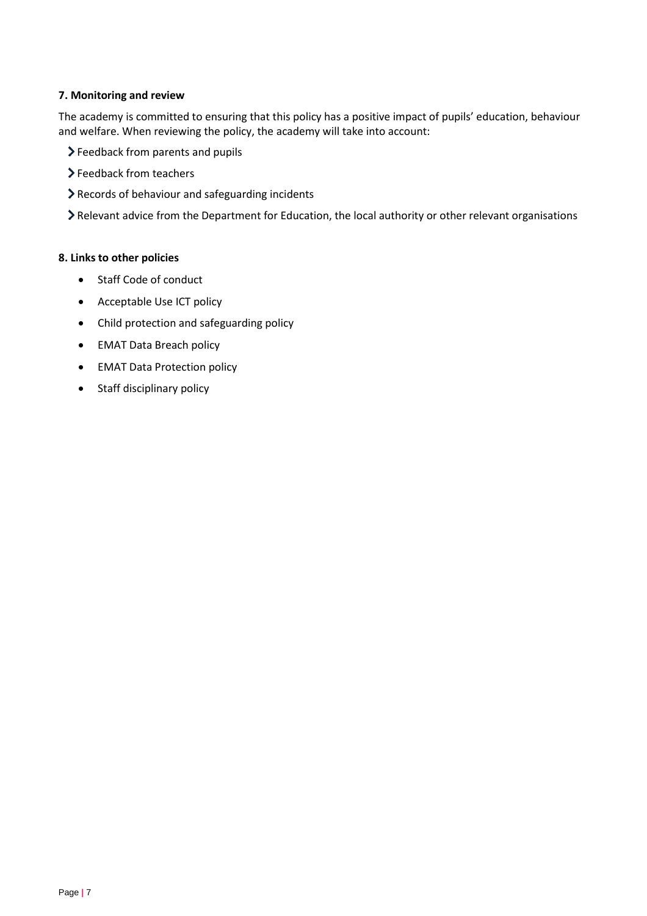### 7. Monitoring and review

The academy is committed to ensuring that this policy has a positive impact of pupils' education, behaviour and welfare. When reviewing the policy, the academy will take into account:

- Feedback from parents and pupils
- Feedback from teachers
- Records of behaviour and safeguarding incidents
- Relevant advice from the Department for Education, the local authority or other relevant organisations

### 8. Links to other policies

- Staff Code of conduct
- Acceptable Use ICT policy
- Child protection and safeguarding policy
- EMAT Data Breach policy
- EMAT Data Protection policy
- Staff disciplinary policy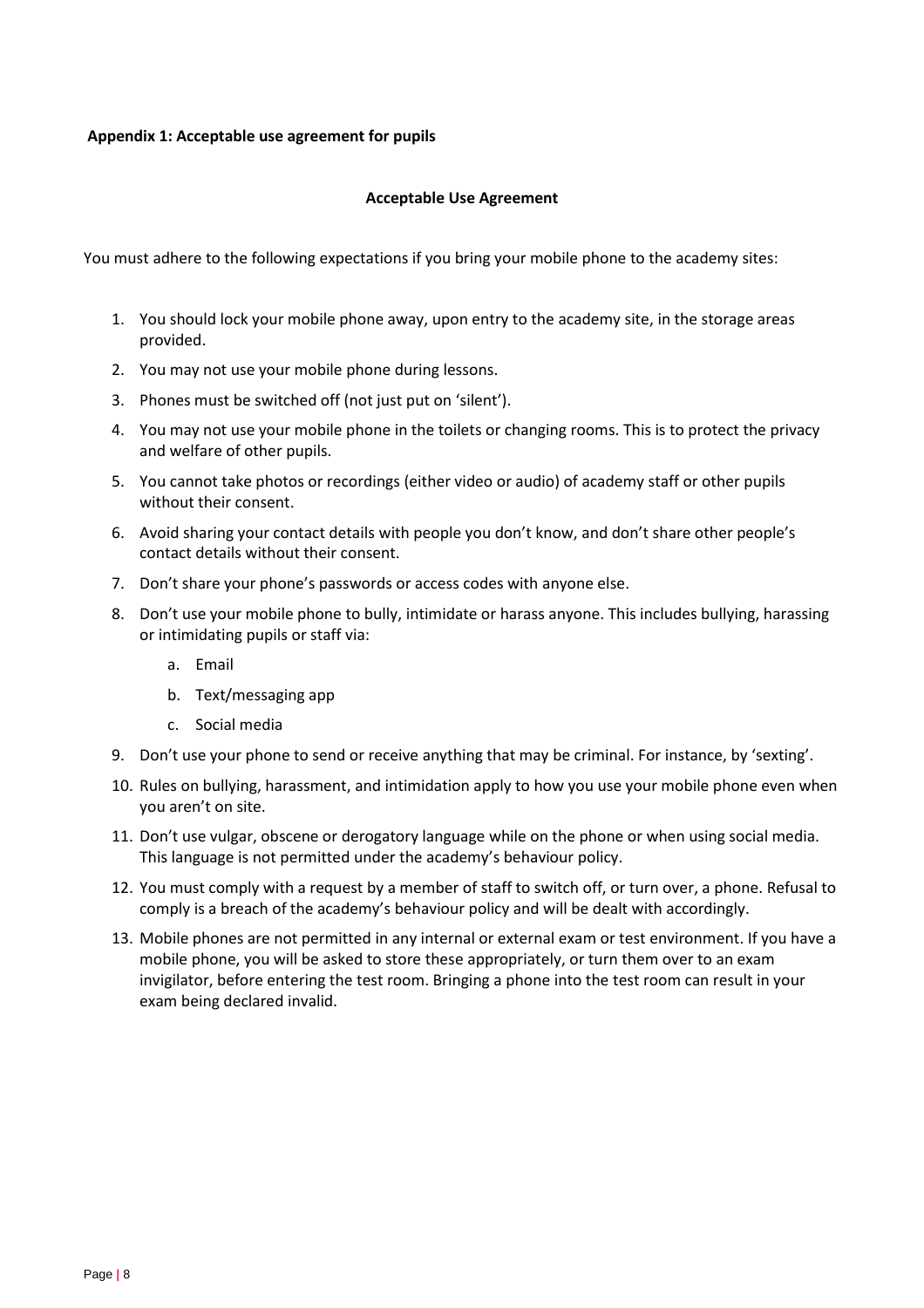**Appendix 1: Acceptable use agreement for pupils**

**Acceptable Use Agreement**

You must adhere to the following expectations if you bring your mobile phone to the academy sites:

1. You should lock your mobile phone away, upon entry to the academy site, in the storage areas provided.
2. You may not use your mobile phone during lessons.
3. Phones must be switched off (not just put on 'silent').
4. You may not use your mobile phone in the toilets or changing rooms. This is to protect the privacy and welfare of other pupils.
5. You cannot take photos or recordings (either video or audio) of academy staff or other pupils without their consent.
6. Avoid sharing your contact details with people you don't know, and don't share other people's contact details without their consent.
7. Don't share your phone's passwords or access codes with anyone else.
8. Don't use your mobile phone to bully, intimidate or harass anyone. This includes bullying, harassing or intimidating pupils or staff via:
   a. Email
   b. Text/messaging app
   c. Social media
9. Don't use your phone to send or receive anything that may be criminal. For instance, by 'sexting'.
10. Rules on bullying, harassment, and intimidation apply to how you use your mobile phone even when you aren't on site.
11. Don't use vulgar, obscene or derogatory language while on the phone or when using social media. This language is not permitted under the academy's behaviour policy.
12. You must comply with a request by a member of staff to switch off, or turn over, a phone. Refusal to comply is a breach of the academy's behaviour policy and will be dealt with accordingly.
13. Mobile phones are not permitted in any internal or external exam or test environment. If you have a mobile phone, you will be asked to store these appropriately, or turn them over to an exam invigilator, before entering the test room. Bringing a phone into the test room can result in your exam being declared invalid.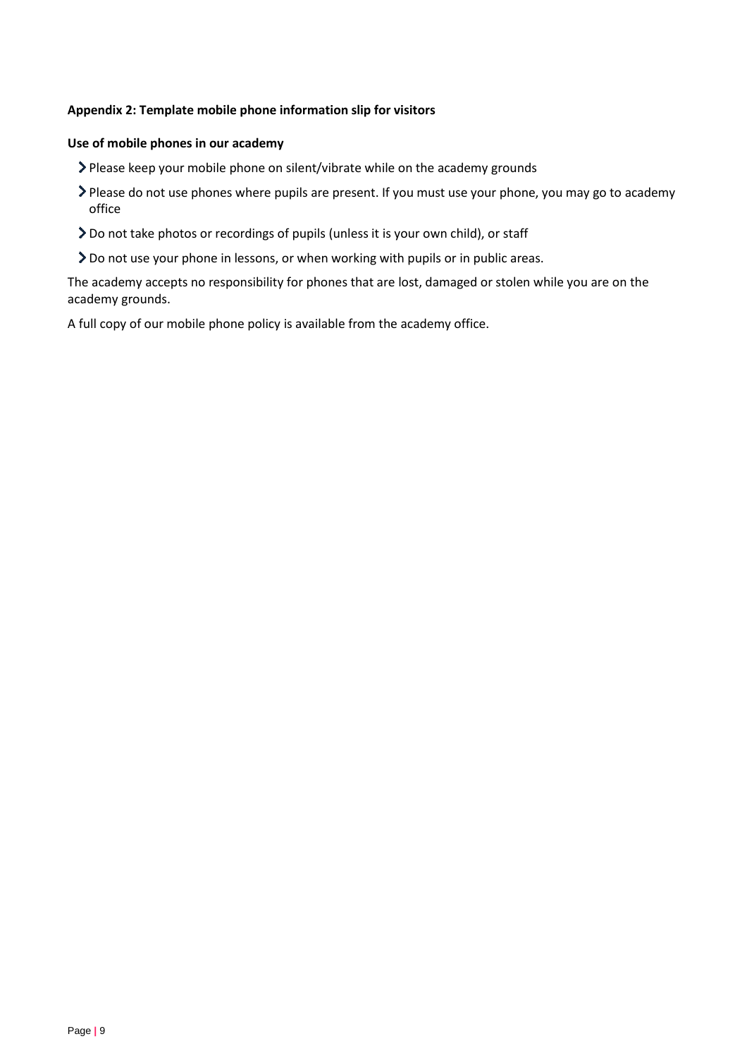**Appendix 2: Template mobile phone information slip for visitors**

**Use of mobile phones in our academy**

- Please keep your mobile phone on silent/vibrate while on the academy grounds
- Please do not use phones where pupils are present. If you must use your phone, you may go to academy office
- Do not take photos or recordings of pupils (unless it is your own child), or staff
- Do not use your phone in lessons, or when working with pupils or in public areas.

The academy accepts no responsibility for phones that are lost, damaged or stolen while you are on the academy grounds.

A full copy of our mobile phone policy is available from the academy office.